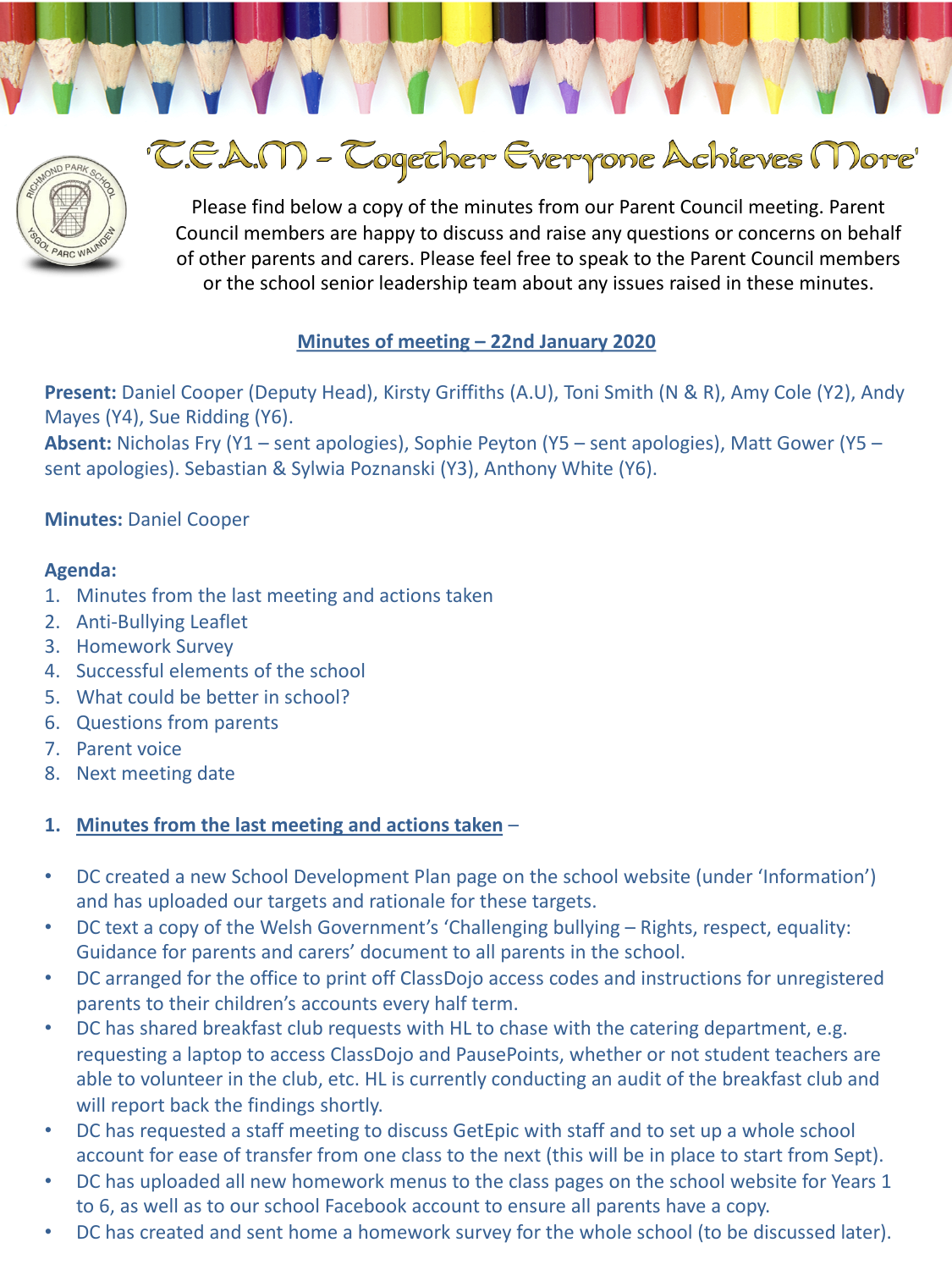# 'T.E.A.M - Together Everyone Achieves More'

Please find below a copy of the minutes from our Parent Council meeting. Parent Council members are happy to discuss and raise any questions or concerns on behalf of other parents and carers. Please feel free to speak to the Parent Council members or the school senior leadership team about any issues raised in these minutes.

## Minutes of meeting – 22nd January 2020

**Present:** Daniel Cooper (Deputy Head), Kirsty Griffiths (A.U), Toni Smith (N & R), Amy Cole (Y2), Andy Mayes (Y4), Sue Ridding (Y6).
**Absent:** Nicholas Fry (Y1 – sent apologies), Sophie Peyton (Y5 – sent apologies), Matt Gower (Y5 – sent apologies). Sebastian & Sylwia Poznanski (Y3), Anthony White (Y6).

**Minutes:** Daniel Cooper

**Agenda:**

1. Minutes from the last meeting and actions taken
2. Anti-Bullying Leaflet
3. Homework Survey
4. Successful elements of the school
5. What could be better in school?
6. Questions from parents
7. Parent voice
8. Next meeting date

### 1. Minutes from the last meeting and actions taken –

- DC created a new School Development Plan page on the school website (under 'Information') and has uploaded our targets and rationale for these targets.
- DC text a copy of the Welsh Government's 'Challenging bullying – Rights, respect, equality: Guidance for parents and carers' document to all parents in the school.
- DC arranged for the office to print off ClassDojo access codes and instructions for unregistered parents to their children's accounts every half term.
- DC has shared breakfast club requests with HL to chase with the catering department, e.g. requesting a laptop to access ClassDojo and PausePoints, whether or not student teachers are able to volunteer in the club, etc. HL is currently conducting an audit of the breakfast club and will report back the findings shortly.
- DC has requested a staff meeting to discuss GetEpic with staff and to set up a whole school account for ease of transfer from one class to the next (this will be in place to start from Sept).
- DC has uploaded all new homework menus to the class pages on the school website for Years 1 to 6, as well as to our school Facebook account to ensure all parents have a copy.
- DC has created and sent home a homework survey for the whole school (to be discussed later).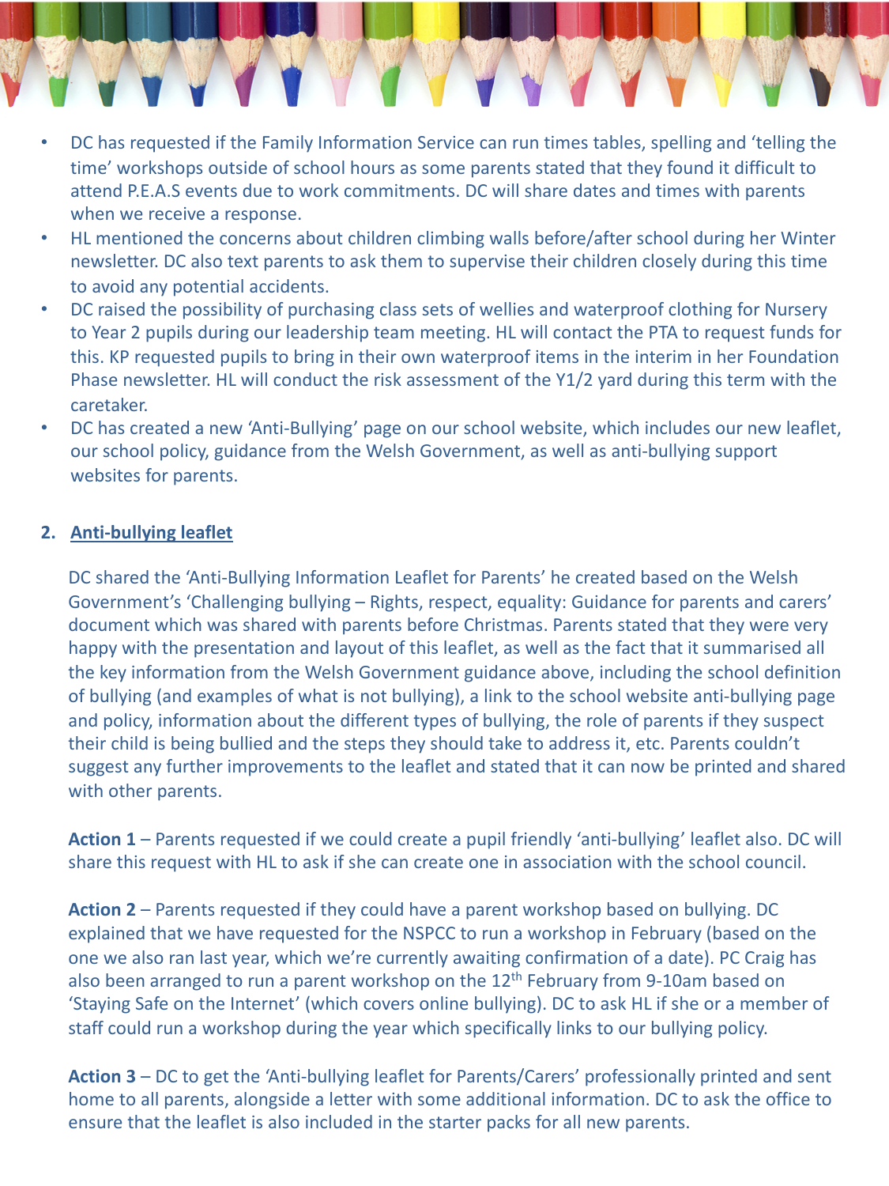- DC has requested if the Family Information Service can run times tables, spelling and 'telling the time' workshops outside of school hours as some parents stated that they found it difficult to attend P.E.A.S events due to work commitments. DC will share dates and times with parents when we receive a response.
- HL mentioned the concerns about children climbing walls before/after school during her Winter newsletter. DC also text parents to ask them to supervise their children closely during this time to avoid any potential accidents.
- DC raised the possibility of purchasing class sets of wellies and waterproof clothing for Nursery to Year 2 pupils during our leadership team meeting. HL will contact the PTA to request funds for this. KP requested pupils to bring in their own waterproof items in the interim in her Foundation Phase newsletter. HL will conduct the risk assessment of the Y1/2 yard during this term with the caretaker.
- DC has created a new 'Anti-Bullying' page on our school website, which includes our new leaflet, our school policy, guidance from the Welsh Government, as well as anti-bullying support websites for parents.

## 2. Anti-bullying leaflet

DC shared the 'Anti-Bullying Information Leaflet for Parents' he created based on the Welsh Government's 'Challenging bullying – Rights, respect, equality: Guidance for parents and carers' document which was shared with parents before Christmas. Parents stated that they were very happy with the presentation and layout of this leaflet, as well as the fact that it summarised all the key information from the Welsh Government guidance above, including the school definition of bullying (and examples of what is not bullying), a link to the school website anti-bullying page and policy, information about the different types of bullying, the role of parents if they suspect their child is being bullied and the steps they should take to address it, etc. Parents couldn't suggest any further improvements to the leaflet and stated that it can now be printed and shared with other parents.

**Action 1** – Parents requested if we could create a pupil friendly 'anti-bullying' leaflet also. DC will share this request with HL to ask if she can create one in association with the school council.

**Action 2** – Parents requested if they could have a parent workshop based on bullying. DC explained that we have requested for the NSPCC to run a workshop in February (based on the one we also ran last year, which we're currently awaiting confirmation of a date). PC Craig has also been arranged to run a parent workshop on the 12th February from 9-10am based on 'Staying Safe on the Internet' (which covers online bullying). DC to ask HL if she or a member of staff could run a workshop during the year which specifically links to our bullying policy.

**Action 3** – DC to get the 'Anti-bullying leaflet for Parents/Carers' professionally printed and sent home to all parents, alongside a letter with some additional information. DC to ask the office to ensure that the leaflet is also included in the starter packs for all new parents.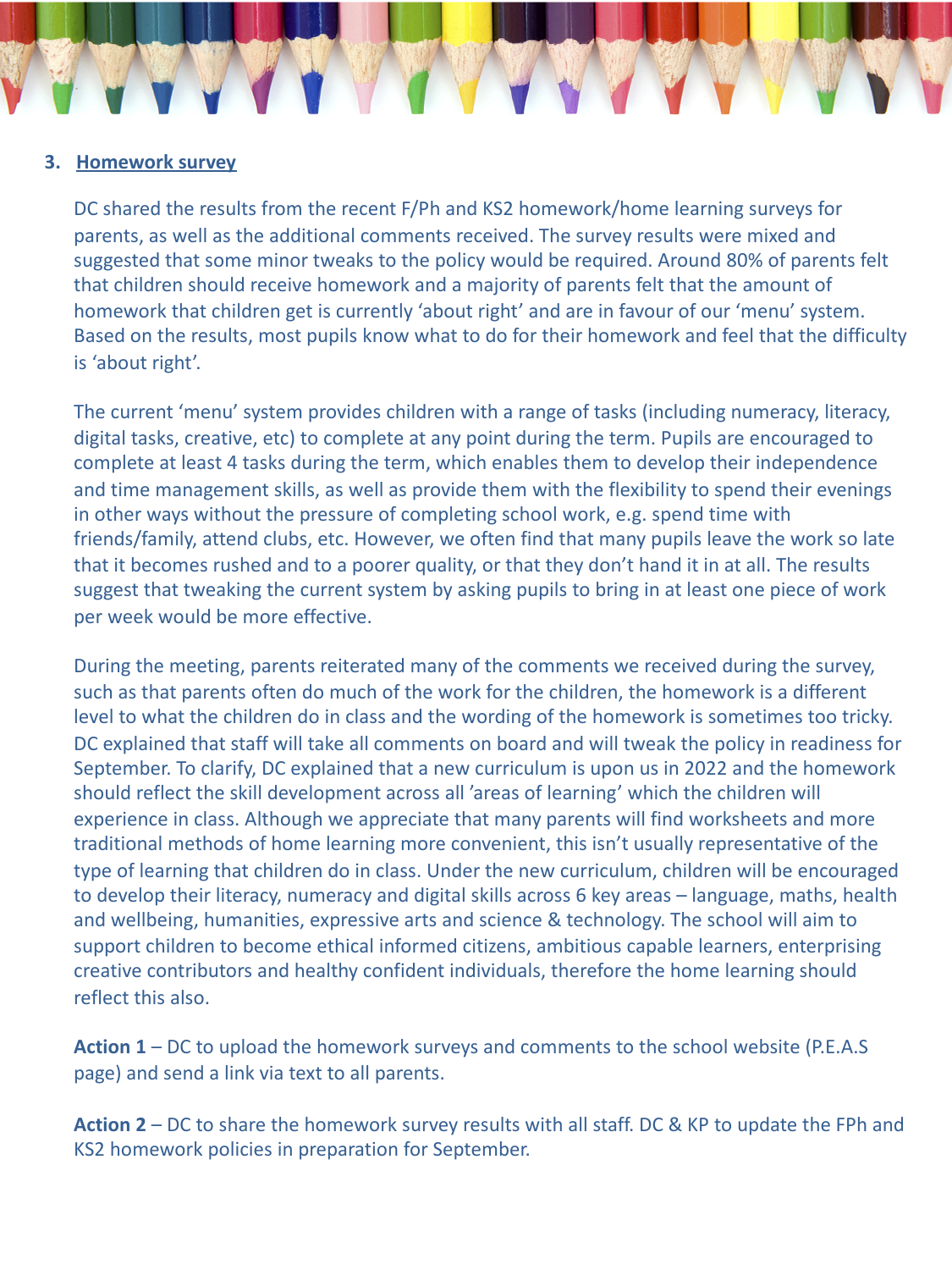### 3. Homework survey

DC shared the results from the recent F/Ph and KS2 homework/home learning surveys for parents, as well as the additional comments received. The survey results were mixed and suggested that some minor tweaks to the policy would be required. Around 80% of parents felt that children should receive homework and a majority of parents felt that the amount of homework that children get is currently 'about right' and are in favour of our 'menu' system. Based on the results, most pupils know what to do for their homework and feel that the difficulty is 'about right'.

The current 'menu' system provides children with a range of tasks (including numeracy, literacy, digital tasks, creative, etc) to complete at any point during the term. Pupils are encouraged to complete at least 4 tasks during the term, which enables them to develop their independence and time management skills, as well as provide them with the flexibility to spend their evenings in other ways without the pressure of completing school work, e.g. spend time with friends/family, attend clubs, etc. However, we often find that many pupils leave the work so late that it becomes rushed and to a poorer quality, or that they don't hand it in at all. The results suggest that tweaking the current system by asking pupils to bring in at least one piece of work per week would be more effective.

During the meeting, parents reiterated many of the comments we received during the survey, such as that parents often do much of the work for the children, the homework is a different level to what the children do in class and the wording of the homework is sometimes too tricky. DC explained that staff will take all comments on board and will tweak the policy in readiness for September. To clarify, DC explained that a new curriculum is upon us in 2022 and the homework should reflect the skill development across all 'areas of learning' which the children will experience in class. Although we appreciate that many parents will find worksheets and more traditional methods of home learning more convenient, this isn't usually representative of the type of learning that children do in class. Under the new curriculum, children will be encouraged to develop their literacy, numeracy and digital skills across 6 key areas – language, maths, health and wellbeing, humanities, expressive arts and science & technology. The school will aim to support children to become ethical informed citizens, ambitious capable learners, enterprising creative contributors and healthy confident individuals, therefore the home learning should reflect this also.

**Action 1** – DC to upload the homework surveys and comments to the school website (P.E.A.S page) and send a link via text to all parents.

**Action 2** – DC to share the homework survey results with all staff. DC & KP to update the FPh and KS2 homework policies in preparation for September.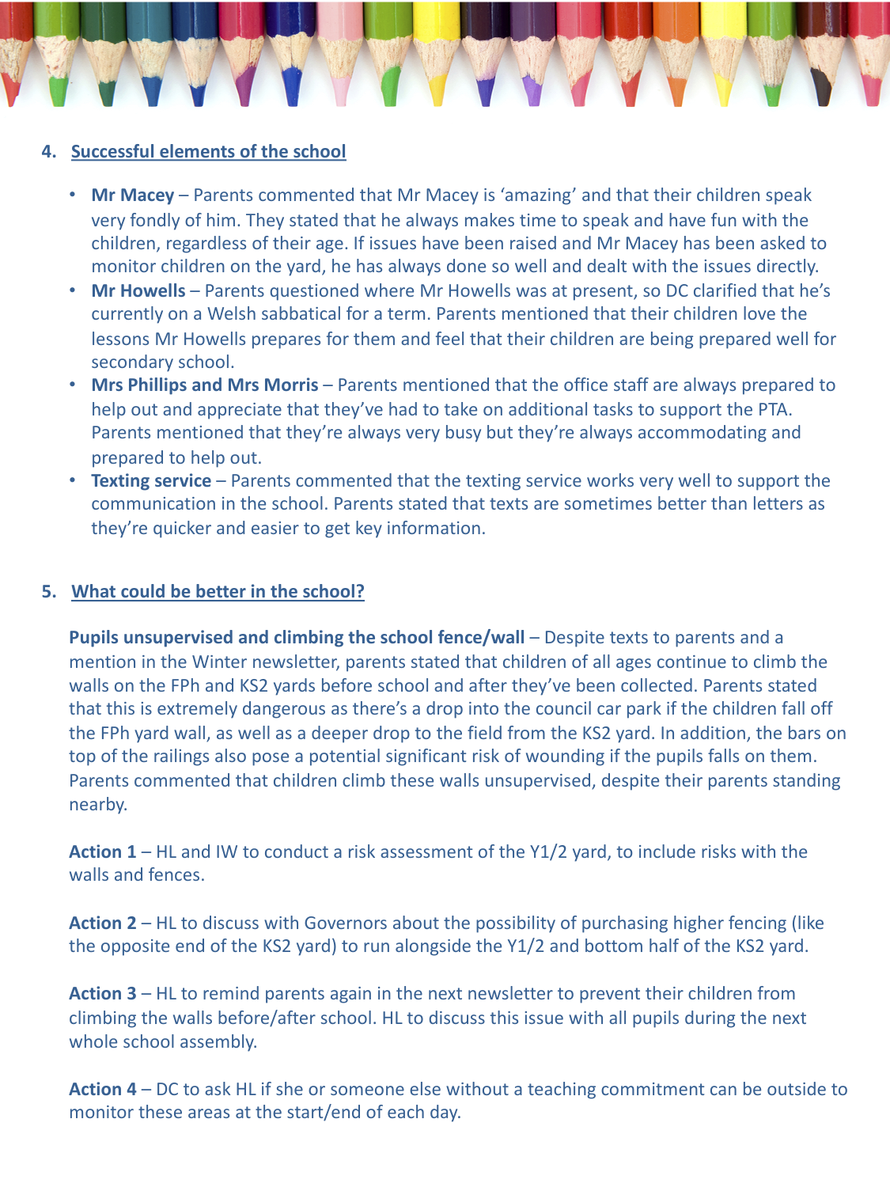## 4. Successful elements of the school

- **Mr Macey** – Parents commented that Mr Macey is 'amazing' and that their children speak very fondly of him. They stated that he always makes time to speak and have fun with the children, regardless of their age. If issues have been raised and Mr Macey has been asked to monitor children on the yard, he has always done so well and dealt with the issues directly.
- **Mr Howells** – Parents questioned where Mr Howells was at present, so DC clarified that he's currently on a Welsh sabbatical for a term. Parents mentioned that their children love the lessons Mr Howells prepares for them and feel that their children are being prepared well for secondary school.
- **Mrs Phillips and Mrs Morris** – Parents mentioned that the office staff are always prepared to help out and appreciate that they've had to take on additional tasks to support the PTA. Parents mentioned that they're always very busy but they're always accommodating and prepared to help out.
- **Texting service** – Parents commented that the texting service works very well to support the communication in the school. Parents stated that texts are sometimes better than letters as they're quicker and easier to get key information.

## 5. What could be better in the school?

**Pupils unsupervised and climbing the school fence/wall** – Despite texts to parents and a mention in the Winter newsletter, parents stated that children of all ages continue to climb the walls on the FPh and KS2 yards before school and after they've been collected. Parents stated that this is extremely dangerous as there's a drop into the council car park if the children fall off the FPh yard wall, as well as a deeper drop to the field from the KS2 yard. In addition, the bars on top of the railings also pose a potential significant risk of wounding if the pupils falls on them. Parents commented that children climb these walls unsupervised, despite their parents standing nearby.

**Action 1** – HL and IW to conduct a risk assessment of the Y1/2 yard, to include risks with the walls and fences.

**Action 2** – HL to discuss with Governors about the possibility of purchasing higher fencing (like the opposite end of the KS2 yard) to run alongside the Y1/2 and bottom half of the KS2 yard.

**Action 3** – HL to remind parents again in the next newsletter to prevent their children from climbing the walls before/after school. HL to discuss this issue with all pupils during the next whole school assembly.

**Action 4** – DC to ask HL if she or someone else without a teaching commitment can be outside to monitor these areas at the start/end of each day.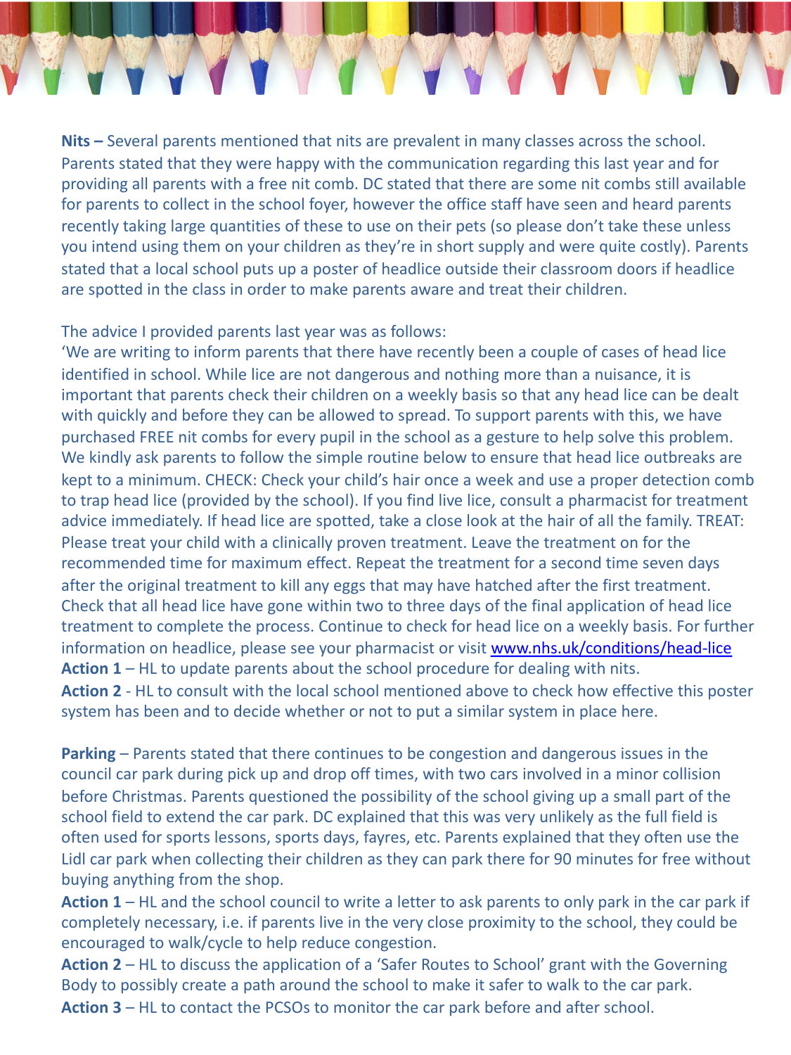**Nits –** Several parents mentioned that nits are prevalent in many classes across the school. Parents stated that they were happy with the communication regarding this last year and for providing all parents with a free nit comb. DC stated that there are some nit combs still available for parents to collect in the school foyer, however the office staff have seen and heard parents recently taking large quantities of these to use on their pets (so please don't take these unless you intend using them on your children as they're in short supply and were quite costly). Parents stated that a local school puts up a poster of headlice outside their classroom doors if headlice are spotted in the class in order to make parents aware and treat their children.

The advice I provided parents last year was as follows:
'We are writing to inform parents that there have recently been a couple of cases of head lice identified in school. While lice are not dangerous and nothing more than a nuisance, it is important that parents check their children on a weekly basis so that any head lice can be dealt with quickly and before they can be allowed to spread. To support parents with this, we have purchased FREE nit combs for every pupil in the school as a gesture to help solve this problem. We kindly ask parents to follow the simple routine below to ensure that head lice outbreaks are kept to a minimum. CHECK: Check your child's hair once a week and use a proper detection comb to trap head lice (provided by the school). If you find live lice, consult a pharmacist for treatment advice immediately. If head lice are spotted, take a close look at the hair of all the family. TREAT: Please treat your child with a clinically proven treatment. Leave the treatment on for the recommended time for maximum effect. Repeat the treatment for a second time seven days after the original treatment to kill any eggs that may have hatched after the first treatment. Check that all head lice have gone within two to three days of the final application of head lice treatment to complete the process. Continue to check for head lice on a weekly basis. For further information on headlice, please see your pharmacist or visit [www.nhs.uk/conditions/head-lice](www.nhs.uk/conditions/head-lice)
**Action 1** – HL to update parents about the school procedure for dealing with nits.
**Action 2** - HL to consult with the local school mentioned above to check how effective this poster system has been and to decide whether or not to put a similar system in place here.

**Parking** – Parents stated that there continues to be congestion and dangerous issues in the council car park during pick up and drop off times, with two cars involved in a minor collision before Christmas. Parents questioned the possibility of the school giving up a small part of the school field to extend the car park. DC explained that this was very unlikely as the full field is often used for sports lessons, sports days, fayres, etc. Parents explained that they often use the Lidl car park when collecting their children as they can park there for 90 minutes for free without buying anything from the shop.
**Action 1** – HL and the school council to write a letter to ask parents to only park in the car park if completely necessary, i.e. if parents live in the very close proximity to the school, they could be encouraged to walk/cycle to help reduce congestion.
**Action 2** – HL to discuss the application of a 'Safer Routes to School' grant with the Governing Body to possibly create a path around the school to make it safer to walk to the car park.
**Action 3** – HL to contact the PCSOs to monitor the car park before and after school.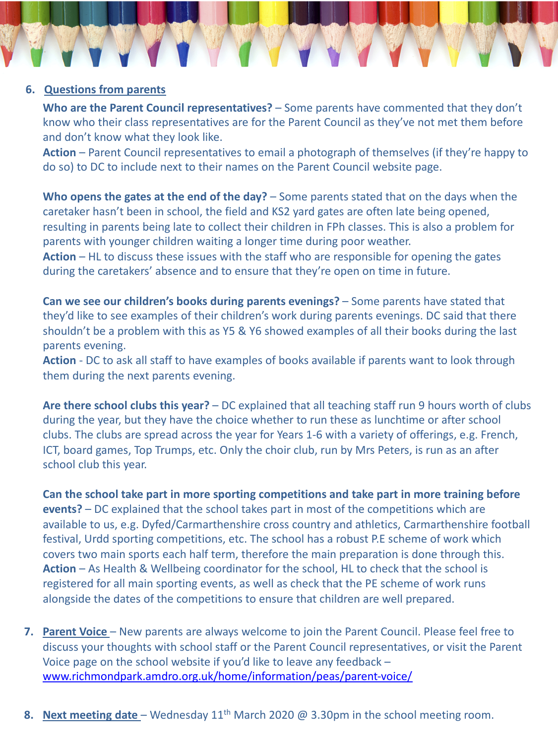6. **Questions from parents**

   **Who are the Parent Council representatives?** – Some parents have commented that they don't know who their class representatives are for the Parent Council as they've not met them before and don't know what they look like.
   **Action** – Parent Council representatives to email a photograph of themselves (if they're happy to do so) to DC to include next to their names on the Parent Council website page.

   **Who opens the gates at the end of the day?** – Some parents stated that on the days when the caretaker hasn't been in school, the field and KS2 yard gates are often late being opened, resulting in parents being late to collect their children in FPh classes. This is also a problem for parents with younger children waiting a longer time during poor weather.
   **Action** – HL to discuss these issues with the staff who are responsible for opening the gates during the caretakers' absence and to ensure that they're open on time in future.

   **Can we see our children's books during parents evenings?** – Some parents have stated that they'd like to see examples of their children's work during parents evenings. DC said that there shouldn't be a problem with this as Y5 & Y6 showed examples of all their books during the last parents evening.
   **Action** - DC to ask all staff to have examples of books available if parents want to look through them during the next parents evening.

   **Are there school clubs this year?** – DC explained that all teaching staff run 9 hours worth of clubs during the year, but they have the choice whether to run these as lunchtime or after school clubs. The clubs are spread across the year for Years 1-6 with a variety of offerings, e.g. French, ICT, board games, Top Trumps, etc. Only the choir club, run by Mrs Peters, is run as an after school club this year.

   **Can the school take part in more sporting competitions and take part in more training before events?** – DC explained that the school takes part in most of the competitions which are available to us, e.g. Dyfed/Carmarthenshire cross country and athletics, Carmarthenshire football festival, Urdd sporting competitions, etc. The school has a robust P.E scheme of work which covers two main sports each half term, therefore the main preparation is done through this.
   **Action** – As Health & Wellbeing coordinator for the school, HL to check that the school is registered for all main sporting events, as well as check that the PE scheme of work runs alongside the dates of the competitions to ensure that children are well prepared.

7. **Parent Voice** – New parents are always welcome to join the Parent Council. Please feel free to discuss your thoughts with school staff or the Parent Council representatives, or visit the Parent Voice page on the school website if you'd like to leave any feedback – www.richmondpark.amdro.org.uk/home/information/peas/parent-voice/

8. **Next meeting date** – Wednesday 11th March 2020 @ 3.30pm in the school meeting room.